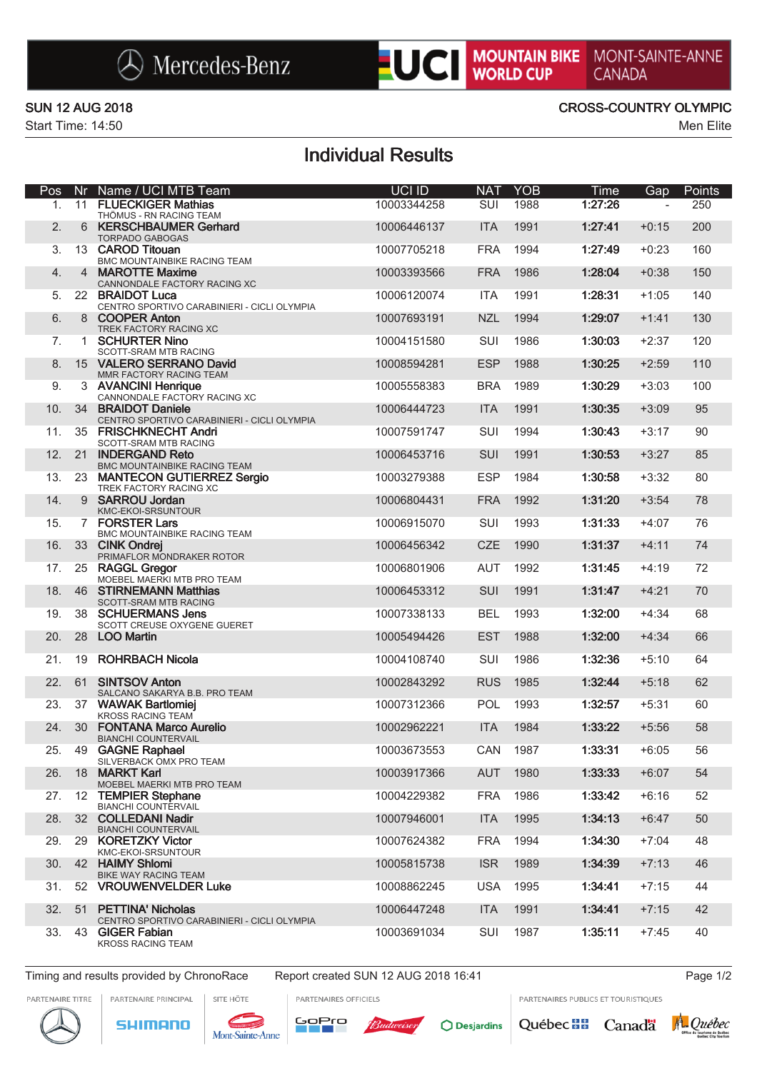Mercedes-Benz | UCI MOUNTAIN BIKE WORLD CUP | MONT-SAINTE-ANNE CANADA

SUN 12 AUG 2018 | CROSS-COUNTRY OLYMPIC

Start Time: 14:50 | Men Elite

# Individual Results

| Pos | Nr | Name / UCI MTB Team | UCI ID | NAT | YOB | Time | Gap | Points |
|---|---|---|---|---|---|---|---|---|
| 1. | 11 | **FLUECKIGER Mathias**<br>THÖMUS - RN RACING TEAM | 10003344258 | SUI | 1988 | **1:27:26** | - | 250 |
| 2. | 6 | **KERSCHBAUMER Gerhard**<br>TORPADO GABOGAS | 10006446137 | ITA | 1991 | **1:27:41** | +0:15 | 200 |
| 3. | 13 | **CAROD Titouan**<br>BMC MOUNTAINBIKE RACING TEAM | 10007705218 | FRA | 1994 | **1:27:49** | +0:23 | 160 |
| 4. | 4 | **MAROTTE Maxime**<br>CANNONDALE FACTORY RACING XC | 10003393566 | FRA | 1986 | **1:28:04** | +0:38 | 150 |
| 5. | 22 | **BRAIDOT Luca**<br>CENTRO SPORTIVO CARABINIERI - CICLI OLYMPIA | 10006120074 | ITA | 1991 | **1:28:31** | +1:05 | 140 |
| 6. | 8 | **COOPER Anton**<br>TREK FACTORY RACING XC | 10007693191 | NZL | 1994 | **1:29:07** | +1:41 | 130 |
| 7. | 1 | **SCHURTER Nino**<br>SCOTT-SRAM MTB RACING | 10004151580 | SUI | 1986 | **1:30:03** | +2:37 | 120 |
| 8. | 15 | **VALERO SERRANO David**<br>MMR FACTORY RACING TEAM | 10008594281 | ESP | 1988 | **1:30:25** | +2:59 | 110 |
| 9. | 3 | **AVANCINI Henrique**<br>CANNONDALE FACTORY RACING XC | 10005558383 | BRA | 1989 | **1:30:29** | +3:03 | 100 |
| 10. | 34 | **BRAIDOT Daniele**<br>CENTRO SPORTIVO CARABINIERI - CICLI OLYMPIA | 10006444723 | ITA | 1991 | **1:30:35** | +3:09 | 95 |
| 11. | 35 | **FRISCHKNECHT Andri**<br>SCOTT-SRAM MTB RACING | 10007591747 | SUI | 1994 | **1:30:43** | +3:17 | 90 |
| 12. | 21 | **INDERGAND Reto**<br>BMC MOUNTAINBIKE RACING TEAM | 10006453716 | SUI | 1991 | **1:30:53** | +3:27 | 85 |
| 13. | 23 | **MANTECON GUTIERREZ Sergio**<br>TREK FACTORY RACING XC | 10003279388 | ESP | 1984 | **1:30:58** | +3:32 | 80 |
| 14. | 9 | **SARROU Jordan**<br>KMC-EKOI-SRSUNTOUR | 10006804431 | FRA | 1992 | **1:31:20** | +3:54 | 78 |
| 15. | 7 | **FORSTER Lars**<br>BMC MOUNTAINBIKE RACING TEAM | 10006915070 | SUI | 1993 | **1:31:33** | +4:07 | 76 |
| 16. | 33 | **CINK Ondrej**<br>PRIMAFLOR MONDRAKER ROTOR | 10006456342 | CZE | 1990 | **1:31:37** | +4:11 | 74 |
| 17. | 25 | **RAGGL Gregor**<br>MOEBEL MAERKI MTB PRO TEAM | 10006801906 | AUT | 1992 | **1:31:45** | +4:19 | 72 |
| 18. | 46 | **STIRNEMANN Matthias**<br>SCOTT-SRAM MTB RACING | 10006453312 | SUI | 1991 | **1:31:47** | +4:21 | 70 |
| 19. | 38 | **SCHUERMANS Jens**<br>SCOTT CREUSE OXYGENE GUERET | 10007338133 | BEL | 1993 | **1:32:00** | +4:34 | 68 |
| 20. | 28 | **LOO Martin** | 10005494426 | EST | 1988 | **1:32:00** | +4:34 | 66 |
| 21. | 19 | **ROHRBACH Nicola** | 10004108740 | SUI | 1986 | **1:32:36** | +5:10 | 64 |
| 22. | 61 | **SINTSOV Anton**<br>SALCANO SAKARYA B.B. PRO TEAM | 10002843292 | RUS | 1985 | **1:32:44** | +5:18 | 62 |
| 23. | 37 | **WAWAK Bartlomiej**<br>KROSS RACING TEAM | 10007312366 | POL | 1993 | **1:32:57** | +5:31 | 60 |
| 24. | 30 | **FONTANA Marco Aurelio**<br>BIANCHI COUNTERVAIL | 10002962221 | ITA | 1984 | **1:33:22** | +5:56 | 58 |
| 25. | 49 | **GAGNE Raphael**<br>SILVERBACK OMX PRO TEAM | 10003673553 | CAN | 1987 | **1:33:31** | +6:05 | 56 |
| 26. | 18 | **MARKT Karl**<br>MOEBEL MAERKI MTB PRO TEAM | 10003917366 | AUT | 1980 | **1:33:33** | +6:07 | 54 |
| 27. | 12 | **TEMPIER Stephane**<br>BIANCHI COUNTERVAIL | 10004229382 | FRA | 1986 | **1:33:42** | +6:16 | 52 |
| 28. | 32 | **COLLEDANI Nadir**<br>BIANCHI COUNTERVAIL | 10007946001 | ITA | 1995 | **1:34:13** | +6:47 | 50 |
| 29. | 29 | **KORETZKY Victor**<br>KMC-EKOI-SRSUNTOUR | 10007624382 | FRA | 1994 | **1:34:30** | +7:04 | 48 |
| 30. | 42 | **HAIMY Shlomi**<br>BIKE WAY RACING TEAM | 10005815738 | ISR | 1989 | **1:34:39** | +7:13 | 46 |
| 31. | 52 | **VROUWENVELDER Luke** | 10008862245 | USA | 1995 | **1:34:41** | +7:15 | 44 |
| 32. | 51 | **PETTINA' Nicholas**<br>CENTRO SPORTIVO CARABINIERI - CICLI OLYMPIA | 10006447248 | ITA | 1991 | **1:34:41** | +7:15 | 42 |
| 33. | 43 | **GIGER Fabian**<br>KROSS RACING TEAM | 10003691034 | SUI | 1987 | **1:35:11** | +7:45 | 40 |

Timing and results provided by ChronoRace | Report created SUN 12 AUG 2018 16:41

PARTENAIRE TITRE | PARTENAIRE PRINCIPAL | SITE HÔTE | PARTENAIRES OFFICIELS | PARTENAIRES PUBLICS ET TOURISTIQUES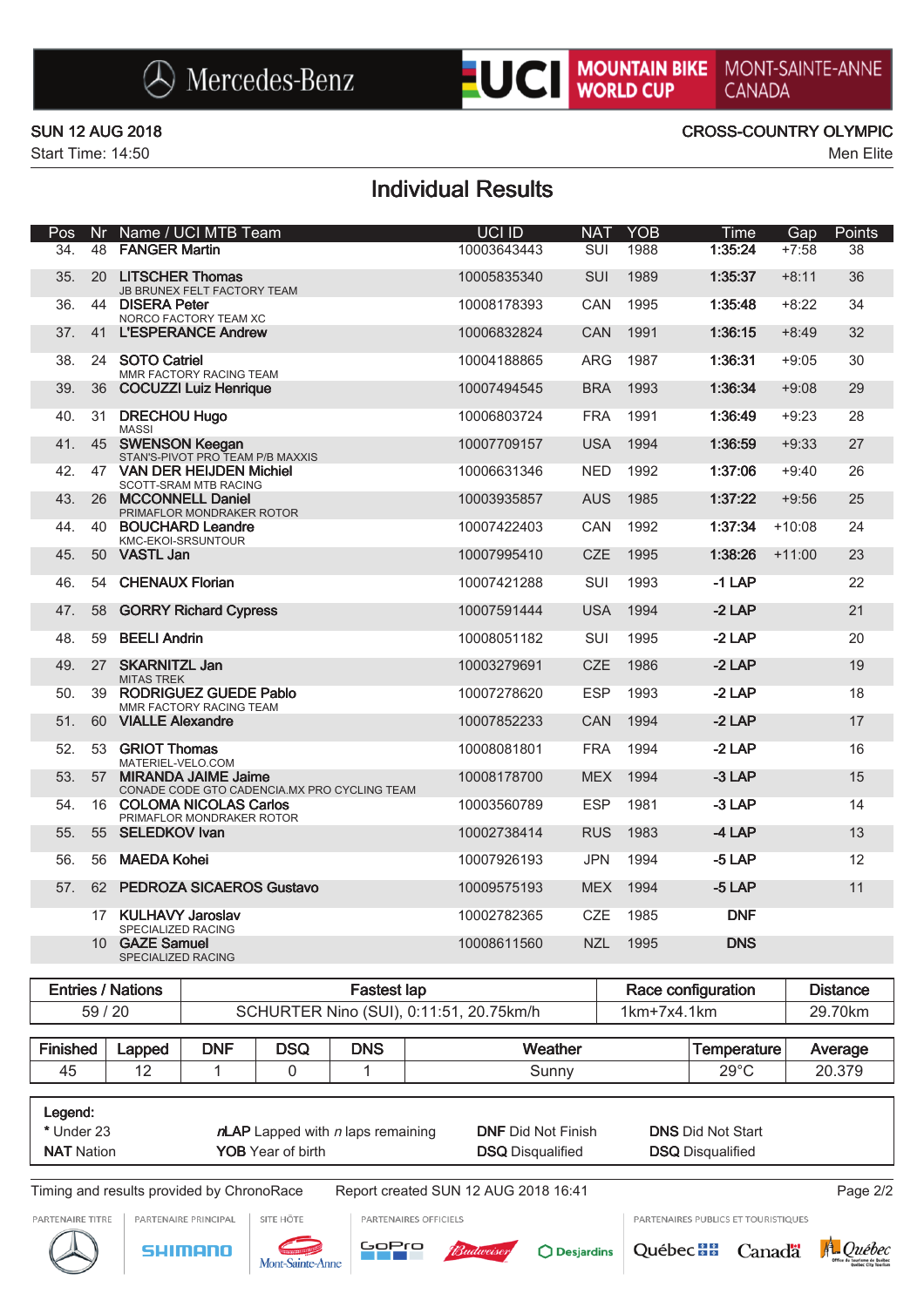SUN 12 AUG 2018 | CROSS-COUNTRY OLYMPIC

Start Time: 14:50 | Men Elite

# Individual Results

| Pos | Nr | Name / UCI MTB Team | UCI ID | NAT | YOB | Time | Gap | Points |
|---|---|---|---|---|---|---|---|---|
| 34. | 48 | **FANGER Martin** | 10003643443 | SUI | 1988 | **1:35:24** | +7:58 | 38 |
| 35. | 20 | **LITSCHER Thomas**<br>JB BRUNEX FELT FACTORY TEAM | 10005835340 | SUI | 1989 | **1:35:37** | +8:11 | 36 |
| 36. | 44 | **DISERA Peter**<br>NORCO FACTORY TEAM XC | 10008178393 | CAN | 1995 | **1:35:48** | +8:22 | 34 |
| 37. | 41 | **L'ESPERANCE Andrew** | 10006832824 | CAN | 1991 | **1:36:15** | +8:49 | 32 |
| 38. | 24 | **SOTO Catriel**<br>MMR FACTORY RACING TEAM | 10004188865 | ARG | 1987 | **1:36:31** | +9:05 | 30 |
| 39. | 36 | **COCUZZI Luiz Henrique** | 10007494545 | BRA | 1993 | **1:36:34** | +9:08 | 29 |
| 40. | 31 | **DRECHOU Hugo**<br>MASSI | 10006803724 | FRA | 1991 | **1:36:49** | +9:23 | 28 |
| 41. | 45 | **SWENSON Keegan**<br>STAN'S-PIVOT PRO TEAM P/B MAXXIS | 10007709157 | USA | 1994 | **1:36:59** | +9:33 | 27 |
| 42. | 47 | **VAN DER HEIJDEN Michiel**<br>SCOTT-SRAM MTB RACING | 10006631346 | NED | 1992 | **1:37:06** | +9:40 | 26 |
| 43. | 26 | **MCCONNELL Daniel**<br>PRIMAFLOR MONDRAKER ROTOR | 10003935857 | AUS | 1985 | **1:37:22** | +9:56 | 25 |
| 44. | 40 | **BOUCHARD Leandre**<br>KMC-EKOI-SRSUNTOUR | 10007422403 | CAN | 1992 | **1:37:34** | +10:08 | 24 |
| 45. | 50 | **VASTL Jan** | 10007995410 | CZE | 1995 | **1:38:26** | +11:00 | 23 |
| 46. | 54 | **CHENAUX Florian** | 10007421288 | SUI | 1993 | **-1 LAP** | | 22 |
| 47. | 58 | **GORRY Richard Cypress** | 10007591444 | USA | 1994 | **-2 LAP** | | 21 |
| 48. | 59 | **BEELI Andrin** | 10008051182 | SUI | 1995 | **-2 LAP** | | 20 |
| 49. | 27 | **SKARNITZL Jan**<br>MITAS TREK | 10003279691 | CZE | 1986 | **-2 LAP** | | 19 |
| 50. | 39 | **RODRIGUEZ GUEDE Pablo**<br>MMR FACTORY RACING TEAM | 10007278620 | ESP | 1993 | **-2 LAP** | | 18 |
| 51. | 60 | **VIALLE Alexandre** | 10007852233 | CAN | 1994 | **-2 LAP** | | 17 |
| 52. | 53 | **GRIOT Thomas**<br>MATERIEL-VELO.COM | 10008081801 | FRA | 1994 | **-2 LAP** | | 16 |
| 53. | 57 | **MIRANDA JAIME Jaime**<br>CONADE CODE GTO CADENCIA.MX PRO CYCLING TEAM | 10008178700 | MEX | 1994 | **-3 LAP** | | 15 |
| 54. | 16 | **COLOMA NICOLAS Carlos**<br>PRIMAFLOR MONDRAKER ROTOR | 10003560789 | ESP | 1981 | **-3 LAP** | | 14 |
| 55. | 55 | **SELEDKOV Ivan** | 10002738414 | RUS | 1983 | **-4 LAP** | | 13 |
| 56. | 56 | **MAEDA Kohei** | 10007926193 | JPN | 1994 | **-5 LAP** | | 12 |
| 57. | 62 | **PEDROZA SICAEROS Gustavo** | 10009575193 | MEX | 1994 | **-5 LAP** | | 11 |
| | 17 | **KULHAVY Jaroslav**<br>SPECIALIZED RACING | 10002782365 | CZE | 1985 | **DNF** | | |
| | 10 | **GAZE Samuel**<br>SPECIALIZED RACING | 10008611560 | NZL | 1995 | **DNS** | | |

| Entries / Nations | Fastest lap | Race configuration | Distance |
|---|---|---|---|
| 59 / 20 | SCHURTER Nino (SUI), 0:11:51, 20.75km/h | 1km+7x4.1km | 29.70km |

| Finished | Lapped | DNF | DSQ | DNS | Weather | Temperature | Average |
|---|---|---|---|---|---|---|---|
| 45 | 12 | 1 | 0 | 1 | Sunny | 29°C | 20.379 |

Legend:

| | | | |
|---|---|---|---|
| * Under 23 | *n*LAP Lapped with *n* laps remaining | **DNF** Did Not Finish | **DNS** Did Not Start |
| **NAT** Nation | **YOB** Year of birth | **DSQ** Disqualified | **DSQ** Disqualified |

Timing and results provided by ChronoRace | Report created SUN 12 AUG 2018 16:41

PARTENAIRE TITRE | PARTENAIRE PRINCIPAL | SITE HÔTE | PARTENAIRES OFFICIELS | PARTENAIRES PUBLICS ET TOURISTIQUES